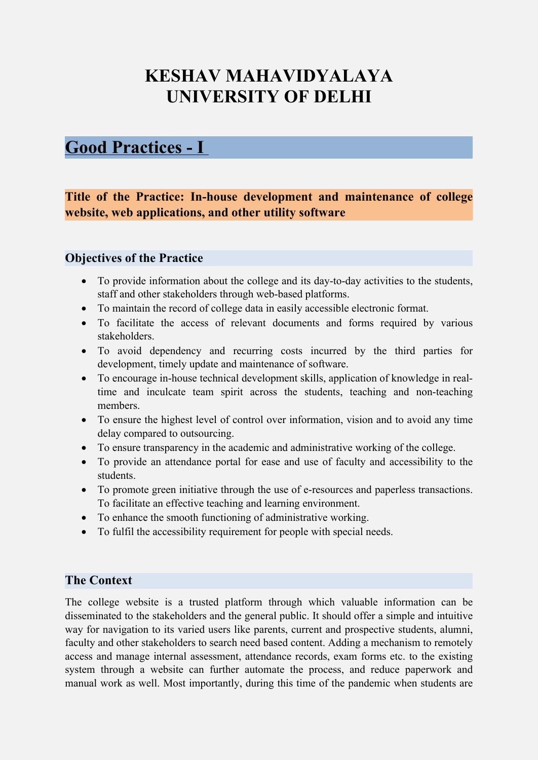# KESHAV MAHAVIDYALAYA
# UNIVERSITY OF DELHI

## Good Practices - I

**Title of the Practice: In-house development and maintenance of college website, web applications, and other utility software**

### Objectives of the Practice

- To provide information about the college and its day-to-day activities to the students, staff and other stakeholders through web-based platforms.
- To maintain the record of college data in easily accessible electronic format.
- To facilitate the access of relevant documents and forms required by various stakeholders.
- To avoid dependency and recurring costs incurred by the third parties for development, timely update and maintenance of software.
- To encourage in-house technical development skills, application of knowledge in real-time and inculcate team spirit across the students, teaching and non-teaching members.
- To ensure the highest level of control over information, vision and to avoid any time delay compared to outsourcing.
- To ensure transparency in the academic and administrative working of the college.
- To provide an attendance portal for ease and use of faculty and accessibility to the students.
- To promote green initiative through the use of e-resources and paperless transactions. To facilitate an effective teaching and learning environment.
- To enhance the smooth functioning of administrative working.
- To fulfil the accessibility requirement for people with special needs.

### The Context

The college website is a trusted platform through which valuable information can be disseminated to the stakeholders and the general public. It should offer a simple and intuitive way for navigation to its varied users like parents, current and prospective students, alumni, faculty and other stakeholders to search need based content. Adding a mechanism to remotely access and manage internal assessment, attendance records, exam forms etc. to the existing system through a website can further automate the process, and reduce paperwork and manual work as well. Most importantly, during this time of the pandemic when students are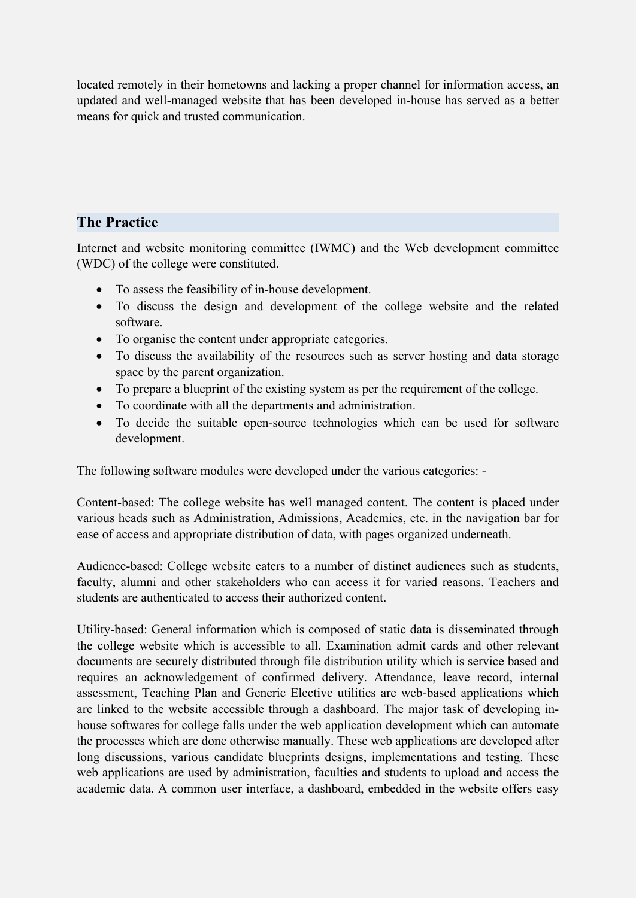located remotely in their hometowns and lacking a proper channel for information access, an updated and well-managed website that has been developed in-house has served as a better means for quick and trusted communication.

## The Practice

Internet and website monitoring committee (IWMC) and the Web development committee (WDC) of the college were constituted.

- To assess the feasibility of in-house development.
- To discuss the design and development of the college website and the related software.
- To organise the content under appropriate categories.
- To discuss the availability of the resources such as server hosting and data storage space by the parent organization.
- To prepare a blueprint of the existing system as per the requirement of the college.
- To coordinate with all the departments and administration.
- To decide the suitable open-source technologies which can be used for software development.

The following software modules were developed under the various categories: -

Content-based: The college website has well managed content. The content is placed under various heads such as Administration, Admissions, Academics, etc. in the navigation bar for ease of access and appropriate distribution of data, with pages organized underneath.

Audience-based: College website caters to a number of distinct audiences such as students, faculty, alumni and other stakeholders who can access it for varied reasons. Teachers and students are authenticated to access their authorized content.

Utility-based: General information which is composed of static data is disseminated through the college website which is accessible to all. Examination admit cards and other relevant documents are securely distributed through file distribution utility which is service based and requires an acknowledgement of confirmed delivery. Attendance, leave record, internal assessment, Teaching Plan and Generic Elective utilities are web-based applications which are linked to the website accessible through a dashboard. The major task of developing in-house softwares for college falls under the web application development which can automate the processes which are done otherwise manually. These web applications are developed after long discussions, various candidate blueprints designs, implementations and testing. These web applications are used by administration, faculties and students to upload and access the academic data. A common user interface, a dashboard, embedded in the website offers easy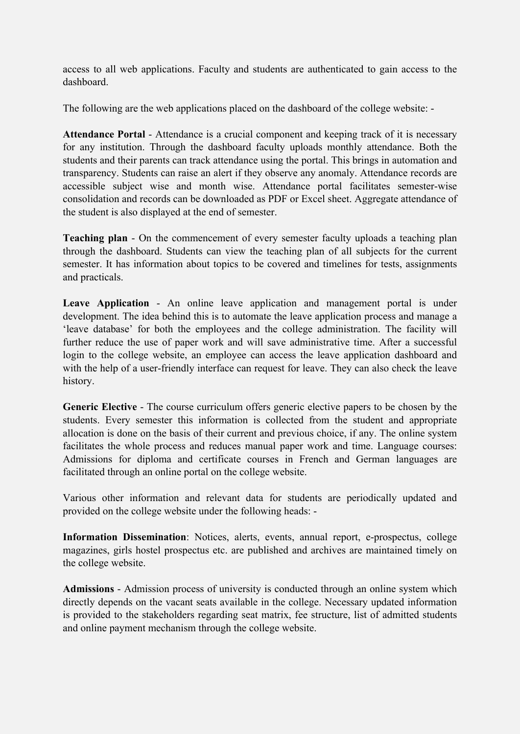access to all web applications. Faculty and students are authenticated to gain access to the dashboard.

The following are the web applications placed on the dashboard of the college website: -

**Attendance Portal** - Attendance is a crucial component and keeping track of it is necessary for any institution. Through the dashboard faculty uploads monthly attendance. Both the students and their parents can track attendance using the portal. This brings in automation and transparency. Students can raise an alert if they observe any anomaly. Attendance records are accessible subject wise and month wise. Attendance portal facilitates semester-wise consolidation and records can be downloaded as PDF or Excel sheet. Aggregate attendance of the student is also displayed at the end of semester.

**Teaching plan** - On the commencement of every semester faculty uploads a teaching plan through the dashboard. Students can view the teaching plan of all subjects for the current semester. It has information about topics to be covered and timelines for tests, assignments and practicals.

**Leave Application** - An online leave application and management portal is under development. The idea behind this is to automate the leave application process and manage a 'leave database' for both the employees and the college administration. The facility will further reduce the use of paper work and will save administrative time. After a successful login to the college website, an employee can access the leave application dashboard and with the help of a user-friendly interface can request for leave. They can also check the leave history.

**Generic Elective** - The course curriculum offers generic elective papers to be chosen by the students. Every semester this information is collected from the student and appropriate allocation is done on the basis of their current and previous choice, if any. The online system facilitates the whole process and reduces manual paper work and time. Language courses: Admissions for diploma and certificate courses in French and German languages are facilitated through an online portal on the college website.

Various other information and relevant data for students are periodically updated and provided on the college website under the following heads: -

**Information Dissemination**: Notices, alerts, events, annual report, e-prospectus, college magazines, girls hostel prospectus etc. are published and archives are maintained timely on the college website.

**Admissions** - Admission process of university is conducted through an online system which directly depends on the vacant seats available in the college. Necessary updated information is provided to the stakeholders regarding seat matrix, fee structure, list of admitted students and online payment mechanism through the college website.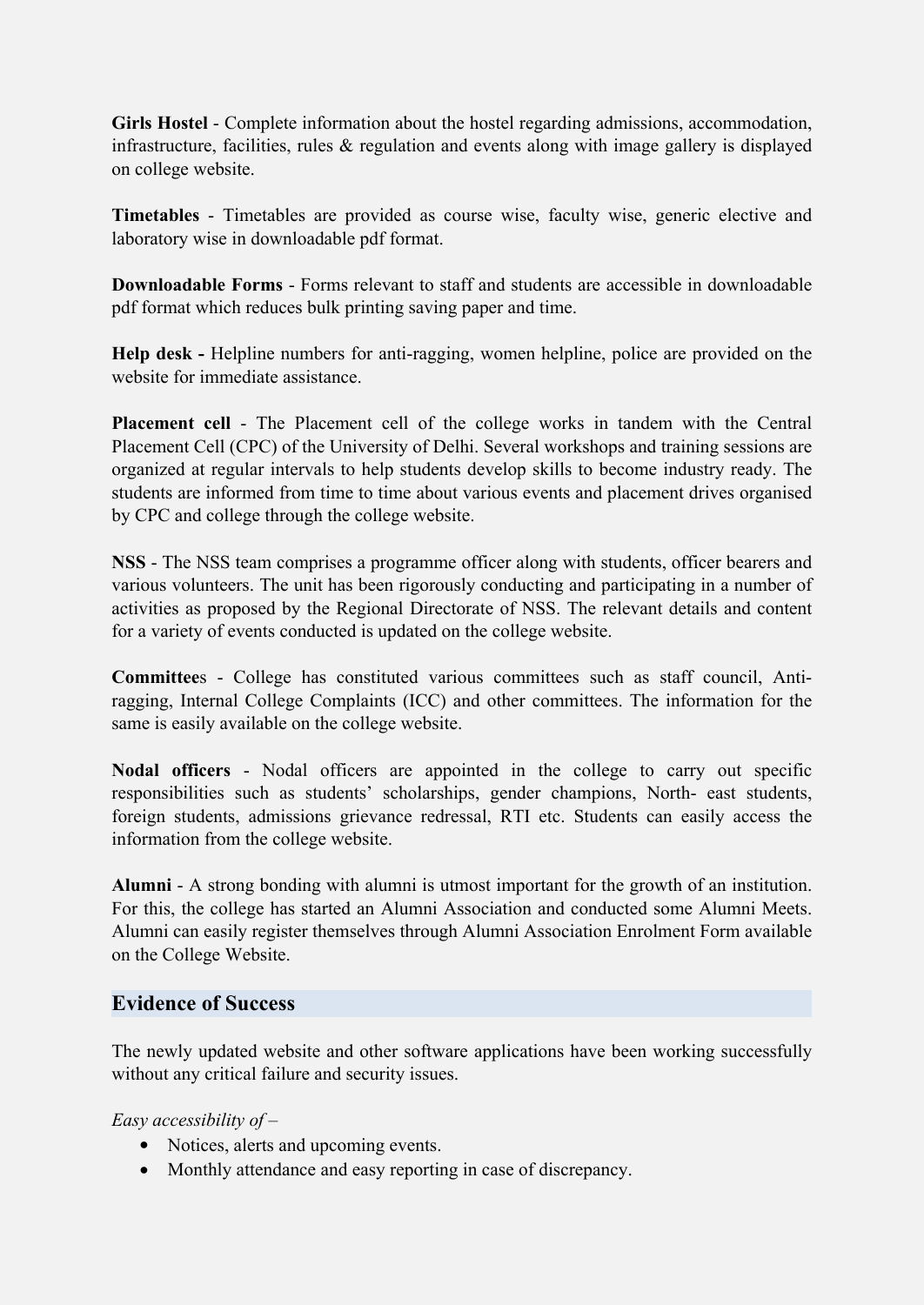**Girls Hostel** - Complete information about the hostel regarding admissions, accommodation, infrastructure, facilities, rules & regulation and events along with image gallery is displayed on college website.

**Timetables** - Timetables are provided as course wise, faculty wise, generic elective and laboratory wise in downloadable pdf format.

**Downloadable Forms** - Forms relevant to staff and students are accessible in downloadable pdf format which reduces bulk printing saving paper and time.

**Help desk -** Helpline numbers for anti-ragging, women helpline, police are provided on the website for immediate assistance.

**Placement cell** - The Placement cell of the college works in tandem with the Central Placement Cell (CPC) of the University of Delhi. Several workshops and training sessions are organized at regular intervals to help students develop skills to become industry ready. The students are informed from time to time about various events and placement drives organised by CPC and college through the college website.

**NSS** - The NSS team comprises a programme officer along with students, officer bearers and various volunteers. The unit has been rigorously conducting and participating in a number of activities as proposed by the Regional Directorate of NSS. The relevant details and content for a variety of events conducted is updated on the college website.

**Committee**s - College has constituted various committees such as staff council, Anti-ragging, Internal College Complaints (ICC) and other committees. The information for the same is easily available on the college website.

**Nodal officers** - Nodal officers are appointed in the college to carry out specific responsibilities such as students' scholarships, gender champions, North- east students, foreign students, admissions grievance redressal, RTI etc. Students can easily access the information from the college website.

**Alumni** - A strong bonding with alumni is utmost important for the growth of an institution. For this, the college has started an Alumni Association and conducted some Alumni Meets. Alumni can easily register themselves through Alumni Association Enrolment Form available on the College Website.

## Evidence of Success

The newly updated website and other software applications have been working successfully without any critical failure and security issues.

*Easy accessibility of –*

- Notices, alerts and upcoming events.
- Monthly attendance and easy reporting in case of discrepancy.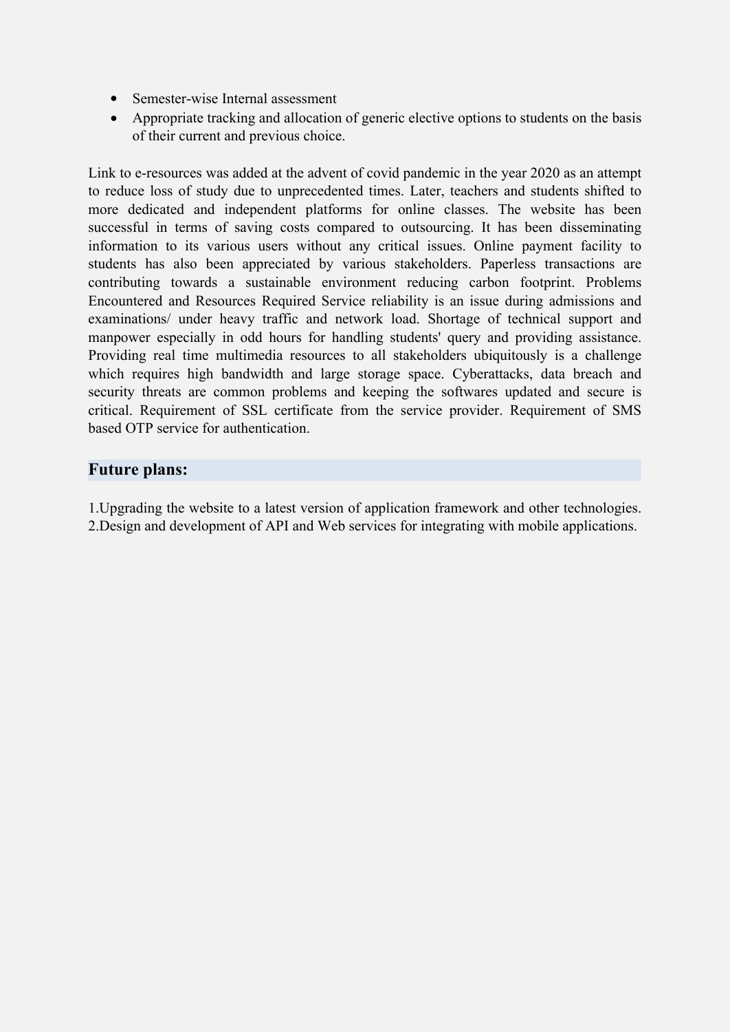- Semester-wise Internal assessment
- Appropriate tracking and allocation of generic elective options to students on the basis of their current and previous choice.

Link to e-resources was added at the advent of covid pandemic in the year 2020 as an attempt to reduce loss of study due to unprecedented times. Later, teachers and students shifted to more dedicated and independent platforms for online classes. The website has been successful in terms of saving costs compared to outsourcing. It has been disseminating information to its various users without any critical issues. Online payment facility to students has also been appreciated by various stakeholders. Paperless transactions are contributing towards a sustainable environment reducing carbon footprint. Problems Encountered and Resources Required Service reliability is an issue during admissions and examinations/ under heavy traffic and network load. Shortage of technical support and manpower especially in odd hours for handling students' query and providing assistance. Providing real time multimedia resources to all stakeholders ubiquitously is a challenge which requires high bandwidth and large storage space. Cyberattacks, data breach and security threats are common problems and keeping the softwares updated and secure is critical. Requirement of SSL certificate from the service provider. Requirement of SMS based OTP service for authentication.

## Future plans:

1.Upgrading the website to a latest version of application framework and other technologies.
2.Design and development of API and Web services for integrating with mobile applications.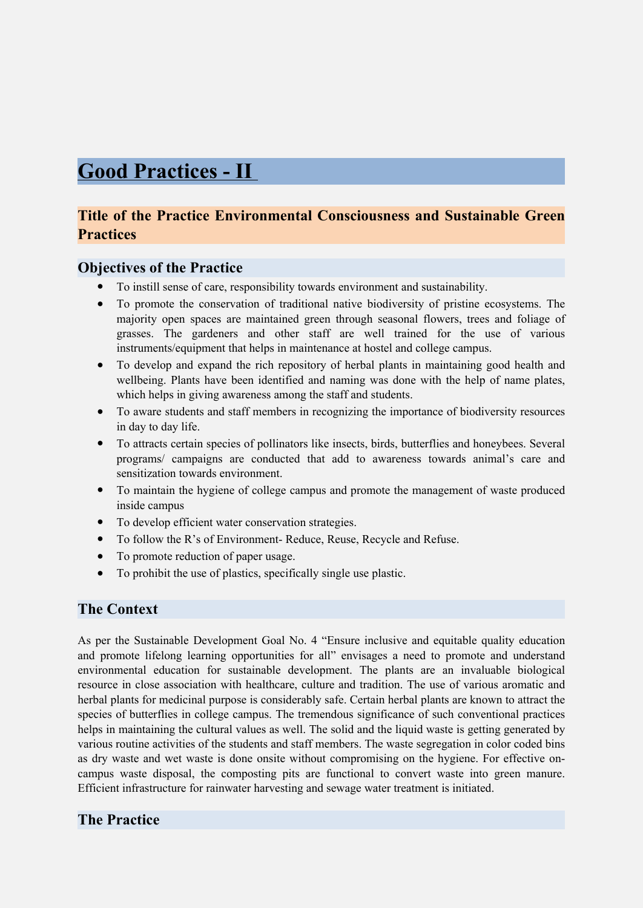# Good Practices - II

## Title of the Practice Environmental Consciousness and Sustainable Green Practices

### Objectives of the Practice

- To instill sense of care, responsibility towards environment and sustainability.
- To promote the conservation of traditional native biodiversity of pristine ecosystems. The majority open spaces are maintained green through seasonal flowers, trees and foliage of grasses. The gardeners and other staff are well trained for the use of various instruments/equipment that helps in maintenance at hostel and college campus.
- To develop and expand the rich repository of herbal plants in maintaining good health and wellbeing. Plants have been identified and naming was done with the help of name plates, which helps in giving awareness among the staff and students.
- To aware students and staff members in recognizing the importance of biodiversity resources in day to day life.
- To attracts certain species of pollinators like insects, birds, butterflies and honeybees. Several programs/ campaigns are conducted that add to awareness towards animal's care and sensitization towards environment.
- To maintain the hygiene of college campus and promote the management of waste produced inside campus
- To develop efficient water conservation strategies.
- To follow the R's of Environment- Reduce, Reuse, Recycle and Refuse.
- To promote reduction of paper usage.
- To prohibit the use of plastics, specifically single use plastic.

### The Context

As per the Sustainable Development Goal No. 4 "Ensure inclusive and equitable quality education and promote lifelong learning opportunities for all" envisages a need to promote and understand environmental education for sustainable development. The plants are an invaluable biological resource in close association with healthcare, culture and tradition. The use of various aromatic and herbal plants for medicinal purpose is considerably safe. Certain herbal plants are known to attract the species of butterflies in college campus. The tremendous significance of such conventional practices helps in maintaining the cultural values as well. The solid and the liquid waste is getting generated by various routine activities of the students and staff members. The waste segregation in color coded bins as dry waste and wet waste is done onsite without compromising on the hygiene. For effective on-campus waste disposal, the composting pits are functional to convert waste into green manure. Efficient infrastructure for rainwater harvesting and sewage water treatment is initiated.

### The Practice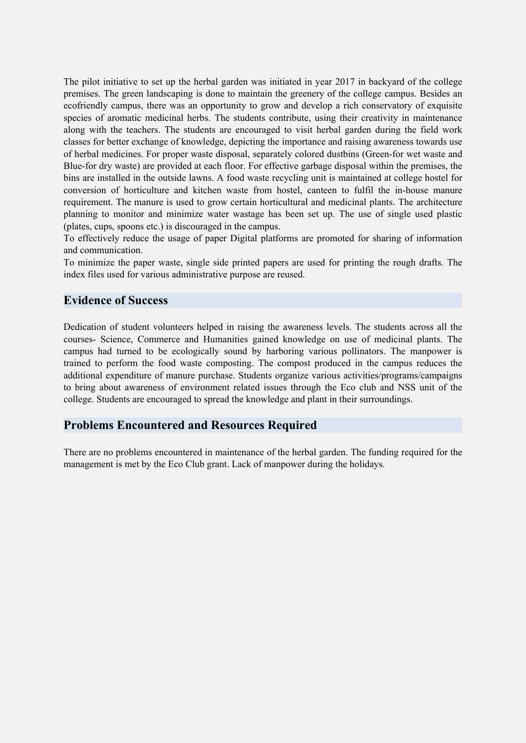The pilot initiative to set up the herbal garden was initiated in year 2017 in backyard of the college premises. The green landscaping is done to maintain the greenery of the college campus. Besides an ecofriendly campus, there was an opportunity to grow and develop a rich conservatory of exquisite species of aromatic medicinal herbs. The students contribute, using their creativity in maintenance along with the teachers. The students are encouraged to visit herbal garden during the field work classes for better exchange of knowledge, depicting the importance and raising awareness towards use of herbal medicines. For proper waste disposal, separately colored dustbins (Green-for wet waste and Blue-for dry waste) are provided at each floor. For effective garbage disposal within the premises, the bins are installed in the outside lawns. A food waste recycling unit is maintained at college hostel for conversion of horticulture and kitchen waste from hostel, canteen to fulfil the in-house manure requirement. The manure is used to grow certain horticultural and medicinal plants. The architecture planning to monitor and minimize water wastage has been set up. The use of single used plastic (plates, cups, spoons etc.) is discouraged in the campus.
To effectively reduce the usage of paper Digital platforms are promoted for sharing of information and communication.
To minimize the paper waste, single side printed papers are used for printing the rough drafts. The index files used for various administrative purpose are reused.

## Evidence of Success

Dedication of student volunteers helped in raising the awareness levels. The students across all the courses- Science, Commerce and Humanities gained knowledge on use of medicinal plants. The campus had turned to be ecologically sound by harboring various pollinators. The manpower is trained to perform the food waste composting. The compost produced in the campus reduces the additional expenditure of manure purchase. Students organize various activities/programs/campaigns to bring about awareness of environment related issues through the Eco club and NSS unit of the college. Students are encouraged to spread the knowledge and plant in their surroundings.

## Problems Encountered and Resources Required

There are no problems encountered in maintenance of the herbal garden. The funding required for the management is met by the Eco Club grant. Lack of manpower during the holidays.